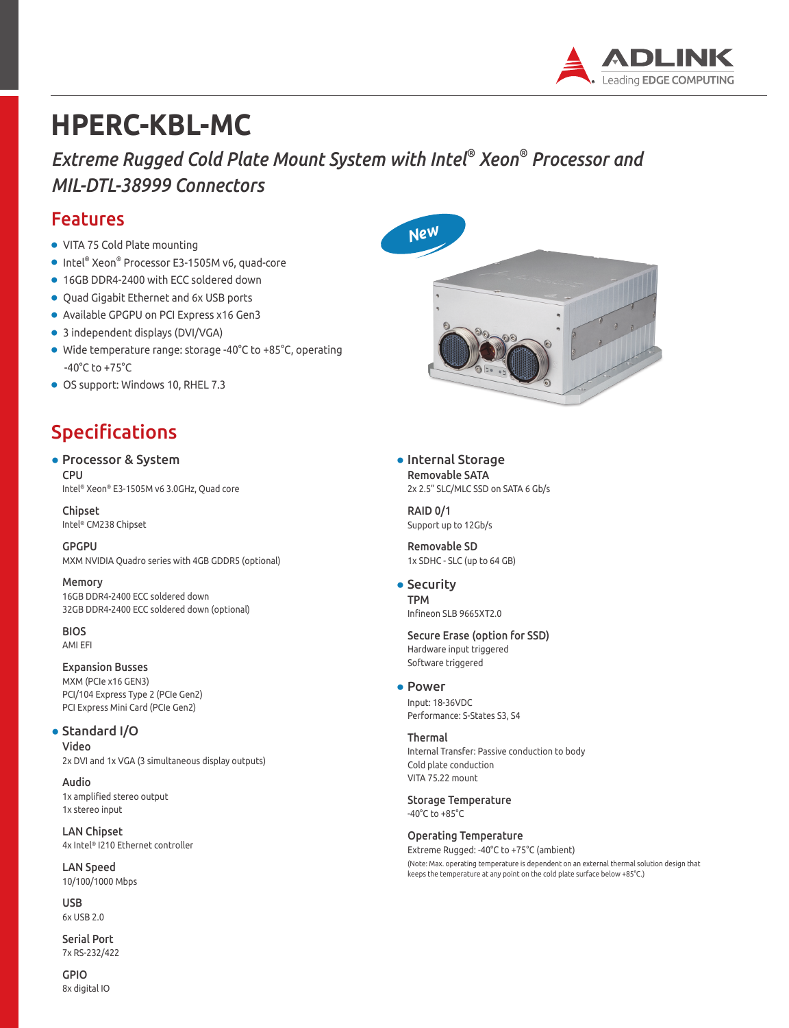# HPERC-KBL-MC

*Extreme Rugged Cold Plate Mount System with Intel® Xeon® Processor and MIL-DTL-38999 Connectors*

## Features

- VITA 75 Cold Plate mounting
- Intel® Xeon® Processor E3-1505M v6, quad-core
- 16GB DDR4-2400 with ECC soldered down
- Quad Gigabit Ethernet and 6x USB ports
- Available GPGPU on PCI Express x16 Gen3
- 3 independent displays (DVI/VGA)
- Wide temperature range: storage -40°C to +85°C, operating -40°C to +75°C
- OS support: Windows 10, RHEL 7.3

New

## Specifications

### Processor & System

**CPU**
Intel® Xeon® E3-1505M v6 3.0GHz, Quad core

**Chipset**
Intel® CM238 Chipset

**GPGPU**
MXM NVIDIA Quadro series with 4GB GDDR5 (optional)

**Memory**
16GB DDR4-2400 ECC soldered down
32GB DDR4-2400 ECC soldered down (optional)

**BIOS**
AMI EFI

**Expansion Busses**
MXM (PCIe x16 GEN3)
PCI/104 Express Type 2 (PCIe Gen2)
PCI Express Mini Card (PCIe Gen2)

### Standard I/O

**Video**
2x DVI and 1x VGA (3 simultaneous display outputs)

**Audio**
1x amplified stereo output
1x stereo input

**LAN Chipset**
4x Intel® I210 Ethernet controller

**LAN Speed**
10/100/1000 Mbps

**USB**
6x USB 2.0

**Serial Port**
7x RS-232/422

**GPIO**
8x digital IO

### Internal Storage

**Removable SATA**
2x 2.5" SLC/MLC SSD on SATA 6 Gb/s

**RAID 0/1**
Support up to 12Gb/s

**Removable SD**
1x SDHC - SLC (up to 64 GB)

### Security

**TPM**
Infineon SLB 9665XT2.0

**Secure Erase (option for SSD)**
Hardware input triggered
Software triggered

### Power

Input: 18-36VDC
Performance: S-States S3, S4

**Thermal**
Internal Transfer: Passive conduction to body
Cold plate conduction
VITA 75.22 mount

**Storage Temperature**
-40°C to +85°C

**Operating Temperature**
Extreme Rugged: -40°C to +75°C (ambient)
(Note: Max. operating temperature is dependent on an external thermal solution design that keeps the temperature at any point on the cold plate surface below +85°C.)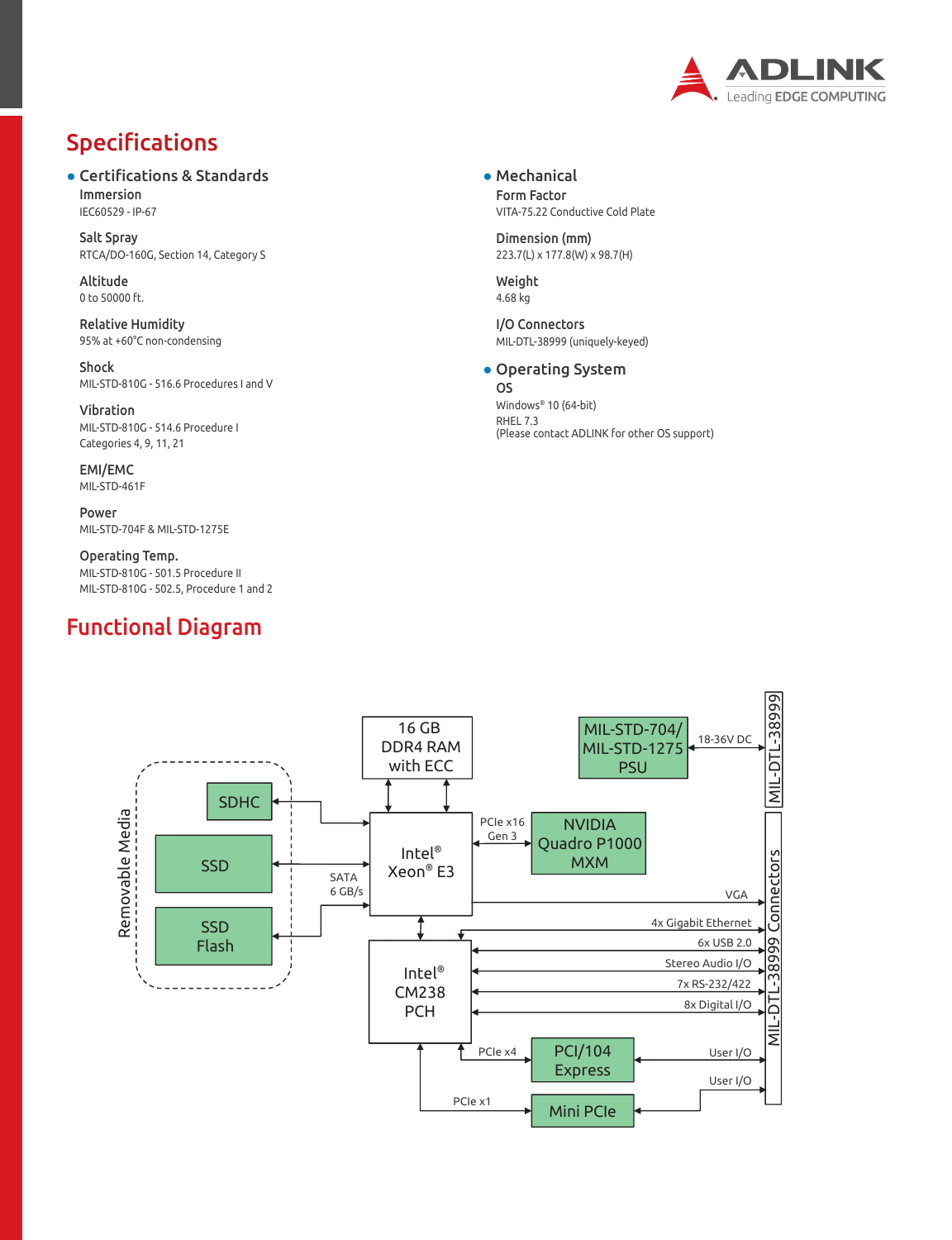# Specifications

## Certifications & Standards

**Immersion**
IEC60529 - IP-67

**Salt Spray**
RTCA/DO-160G, Section 14, Category S

**Altitude**
0 to 50000 ft.

**Relative Humidity**
95% at +60°C non-condensing

**Shock**
MIL-STD-810G - 516.6 Procedures I and V

**Vibration**
MIL-STD-810G - 514.6 Procedure I
Categories 4, 9, 11, 21

**EMI/EMC**
MIL-STD-461F

**Power**
MIL-STD-704F & MIL-STD-1275E

**Operating Temp.**
MIL-STD-810G - 501.5 Procedure II
MIL-STD-810G - 502.5, Procedure 1 and 2

## Mechanical

**Form Factor**
VITA-75.22 Conductive Cold Plate

**Dimension (mm)**
223.7(L) x 177.8(W) x 98.7(H)

**Weight**
4.68 kg

**I/O Connectors**
MIL-DTL-38999 (uniquely-keyed)

## Operating System

**OS**
Windows® 10 (64-bit)
RHEL 7.3
(Please contact ADLINK for other OS support)

# Functional Diagram

Removable Media: SDHC, SSD, SSD Flash — SATA 6 GB/s to Intel® Xeon® E3

16 GB DDR4 RAM with ECC ↔ Intel® Xeon® E3

Intel® Xeon® E3 ↔ NVIDIA Quadro P1000 MXM (PCIe x16 Gen 3)

Intel® Xeon® E3 → VGA (MIL-DTL-38999 Connectors)

Intel® Xeon® E3 ↔ Intel® CM238 PCH

Intel® CM238 PCH ↔ MIL-DTL-38999 Connectors: 4x Gigabit Ethernet, 6x USB 2.0, Stereo Audio I/O, 7x RS-232/422, 8x Digital I/O

Intel® CM238 PCH → PCI/104 Express (PCIe x4) ↔ User I/O

Intel® CM238 PCH → Mini PCIe (PCIe x1) ↔ User I/O

MIL-STD-704/ MIL-STD-1275 PSU ↔ 18-36V DC (MIL-DTL-38999)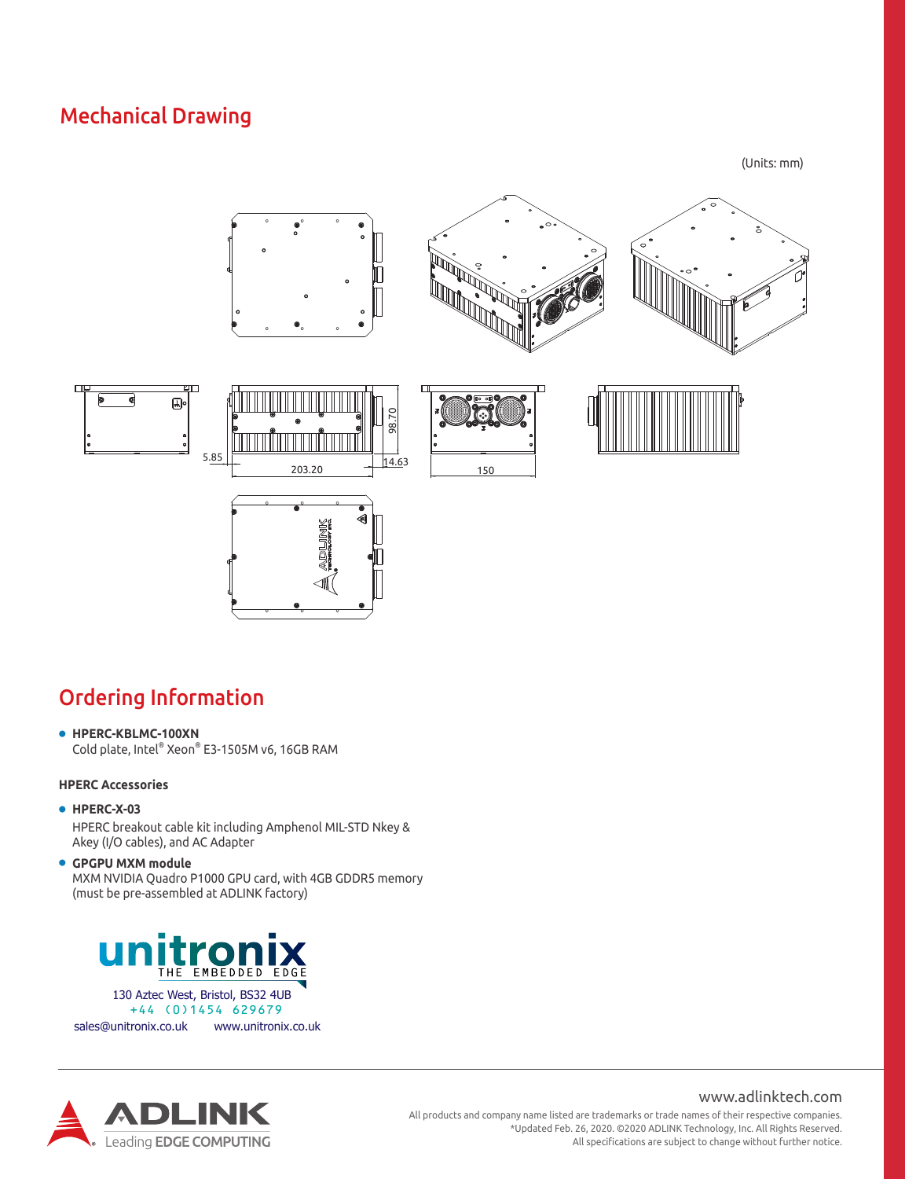## Mechanical Drawing

(Units: mm)

5.85

203.20

98.70

14.63

150

## Ordering Information

- **HPERC-KBLMC-100XN**
  Cold plate, Intel® Xeon® E3-1505M v6, 16GB RAM

### HPERC Accessories

- **HPERC-X-03**
  HPERC breakout cable kit including Amphenol MIL-STD Nkey & Akey (I/O cables), and AC Adapter
- **GPGPU MXM module**
  MXM NVIDIA Quadro P1000 GPU card, with 4GB GDDR5 memory (must be pre-assembled at ADLINK factory)

unitronix
THE EMBEDDED EDGE

130 Aztec West, Bristol, BS32 4UB
+44 (0)1454 629679
sales@unitronix.co.uk www.unitronix.co.uk

ADLINK Leading EDGE COMPUTING

www.adlinktech.com

All products and company name listed are trademarks or trade names of their respective companies.
*Updated Feb. 26, 2020. ©2020 ADLINK Technology, Inc. All Rights Reserved.
All specifications are subject to change without further notice.